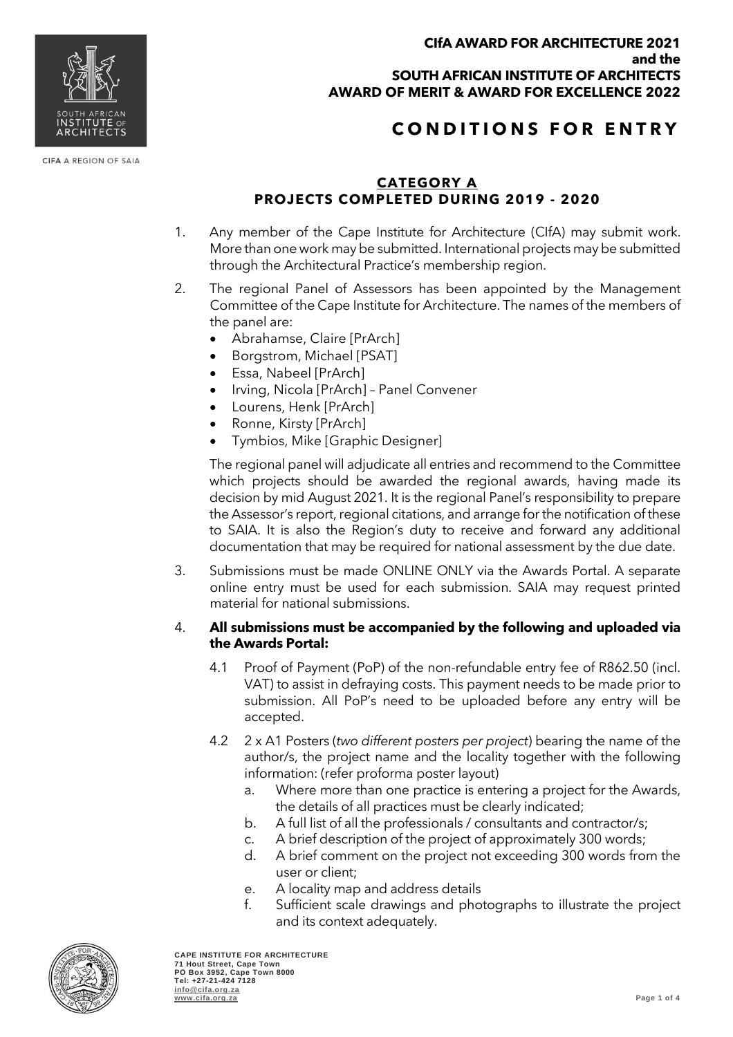**CIfA AWARD FOR ARCHITECTURE 2021**
**and the**
**SOUTH AFRICAN INSTITUTE OF ARCHITECTS**
**AWARD OF MERIT & AWARD FOR EXCELLENCE 2022**

# CONDITIONS FOR ENTRY

CIFA A REGION OF SAIA

## CATEGORY A
## PROJECTS COMPLETED DURING 2019 - 2020

1. Any member of the Cape Institute for Architecture (CIfA) may submit work. More than one work may be submitted. International projects may be submitted through the Architectural Practice's membership region.

2. The regional Panel of Assessors has been appointed by the Management Committee of the Cape Institute for Architecture. The names of the members of the panel are:
   - Abrahamse, Claire [PrArch]
   - Borgstrom, Michael [PSAT]
   - Essa, Nabeel [PrArch]
   - Irving, Nicola [PrArch] – Panel Convener
   - Lourens, Henk [PrArch]
   - Ronne, Kirsty [PrArch]
   - Tymbios, Mike [Graphic Designer]

   The regional panel will adjudicate all entries and recommend to the Committee which projects should be awarded the regional awards, having made its decision by mid August 2021. It is the regional Panel's responsibility to prepare the Assessor's report, regional citations, and arrange for the notification of these to SAIA. It is also the Region's duty to receive and forward any additional documentation that may be required for national assessment by the due date.

3. Submissions must be made ONLINE ONLY via the Awards Portal. A separate online entry must be used for each submission. SAIA may request printed material for national submissions.

4. **All submissions must be accompanied by the following and uploaded via the Awards Portal:**

   4.1 Proof of Payment (PoP) of the non-refundable entry fee of R862.50 (incl. VAT) to assist in defraying costs. This payment needs to be made prior to submission. All PoP's need to be uploaded before any entry will be accepted.

   4.2 2 x A1 Posters (*two different posters per project*) bearing the name of the author/s, the project name and the locality together with the following information: (refer proforma poster layout)
      a. Where more than one practice is entering a project for the Awards, the details of all practices must be clearly indicated;
      b. A full list of all the professionals / consultants and contractor/s;
      c. A brief description of the project of approximately 300 words;
      d. A brief comment on the project not exceeding 300 words from the user or client;
      e. A locality map and address details
      f. Sufficient scale drawings and photographs to illustrate the project and its context adequately.

**CAPE INSTITUTE FOR ARCHITECTURE**
**71 Hout Street, Cape Town**
**PO Box 3952, Cape Town 8000**
**Tel: +27-21-424 7128**
**info@cifa.org.za**
**www.cifa.org.za**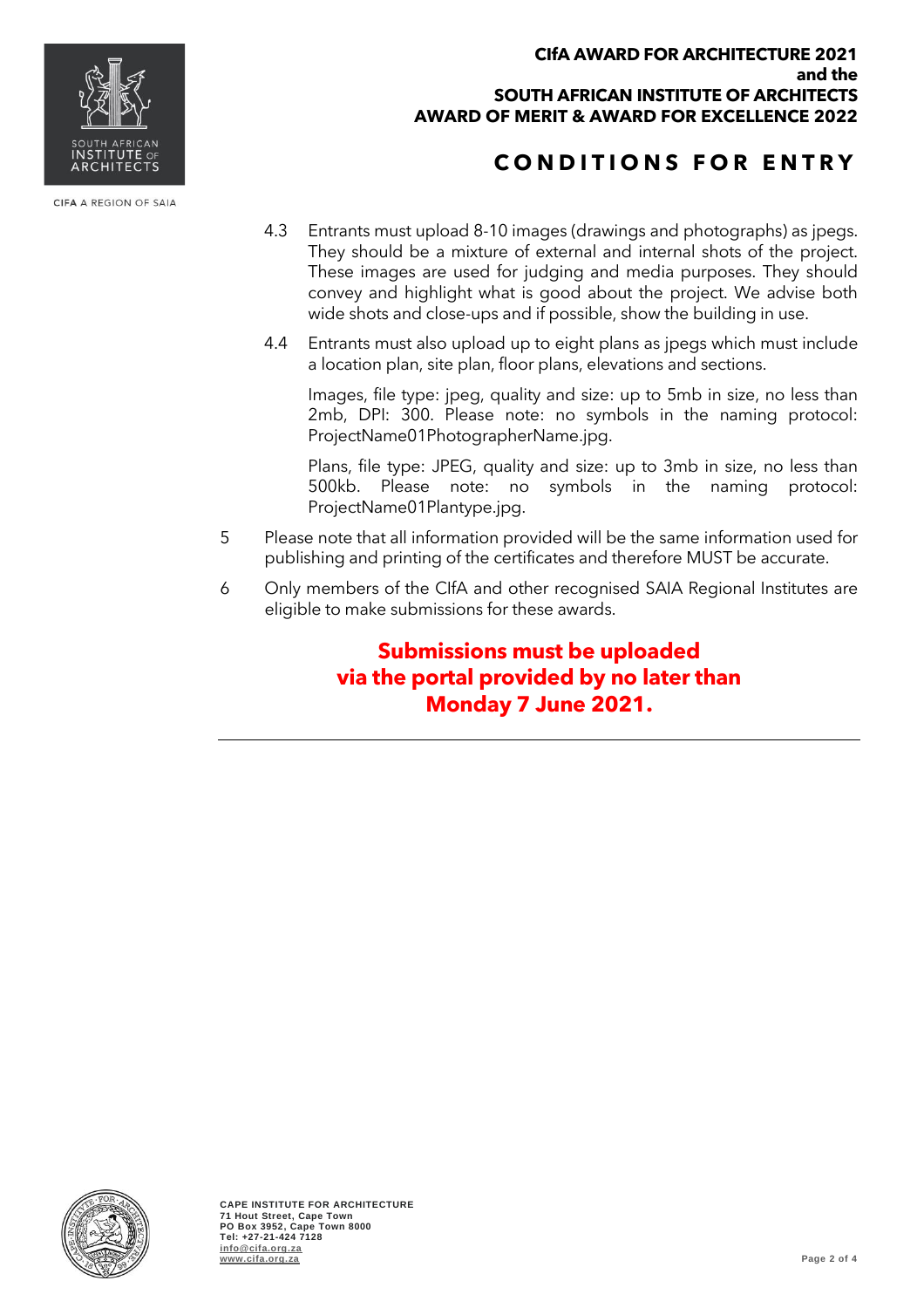**CIfA AWARD FOR ARCHITECTURE 2021**
**and the**
**SOUTH AFRICAN INSTITUTE OF ARCHITECTS**
**AWARD OF MERIT & AWARD FOR EXCELLENCE 2022**

# CONDITIONS FOR ENTRY

4.3 Entrants must upload 8-10 images (drawings and photographs) as jpegs. They should be a mixture of external and internal shots of the project. These images are used for judging and media purposes. They should convey and highlight what is good about the project. We advise both wide shots and close-ups and if possible, show the building in use.

4.4 Entrants must also upload up to eight plans as jpegs which must include a location plan, site plan, floor plans, elevations and sections.

Images, file type: jpeg, quality and size: up to 5mb in size, no less than 2mb, DPI: 300. Please note: no symbols in the naming protocol: ProjectName01PhotographerName.jpg.

Plans, file type: JPEG, quality and size: up to 3mb in size, no less than 500kb. Please note: no symbols in the naming protocol: ProjectName01Plantype.jpg.

5 Please note that all information provided will be the same information used for publishing and printing of the certificates and therefore MUST be accurate.

6 Only members of the CIfA and other recognised SAIA Regional Institutes are eligible to make submissions for these awards.

**Submissions must be uploaded via the portal provided by no later than Monday 7 June 2021.**

---

**CAPE INSTITUTE FOR ARCHITECTURE**
**71 Hout Street, Cape Town**
**PO Box 3952, Cape Town 8000**
**Tel: +27-21-424 7128**
**info@cifa.org.za**
**www.cifa.org.za**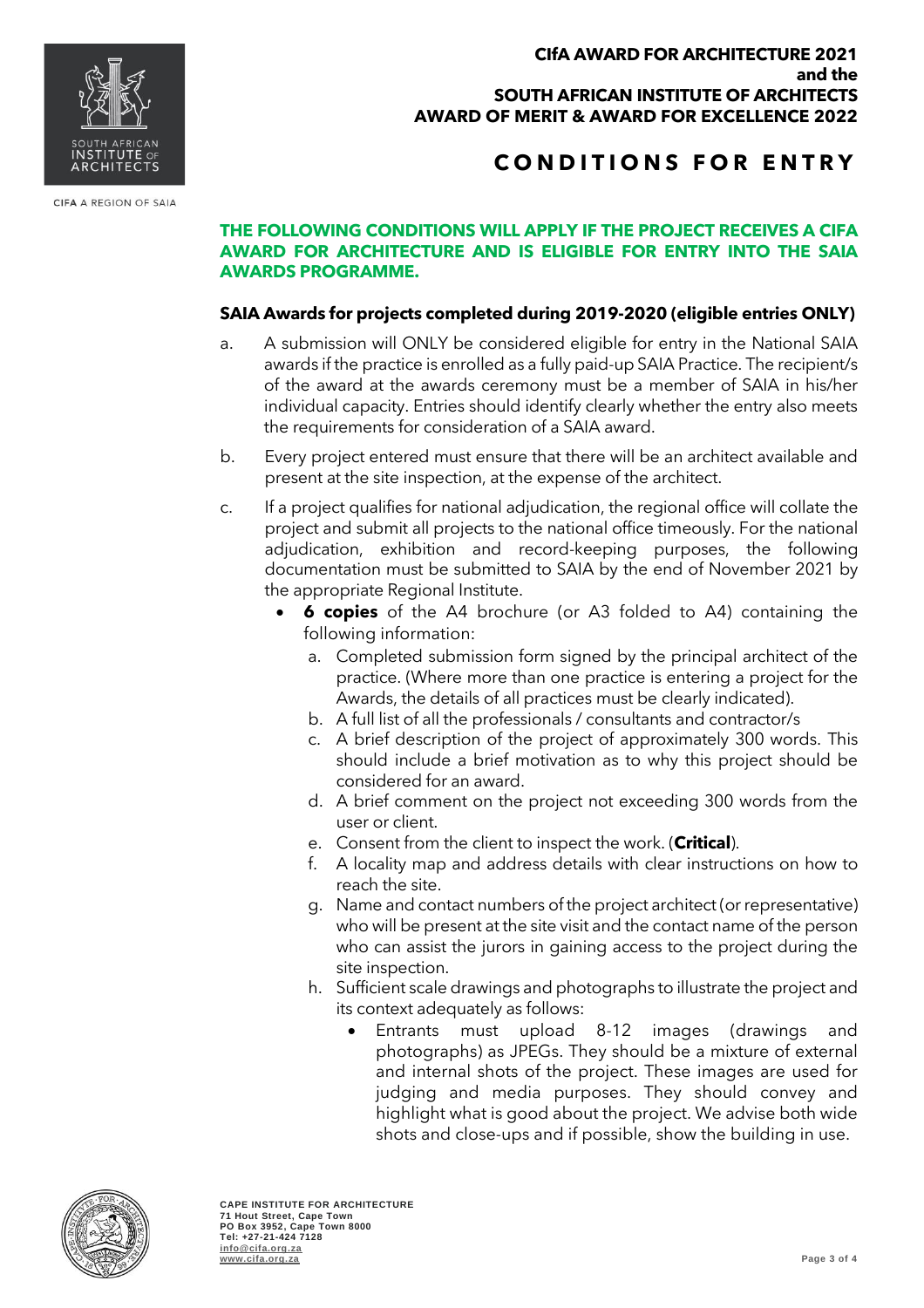**CIfA AWARD FOR ARCHITECTURE 2021**
**and the**
**SOUTH AFRICAN INSTITUTE OF ARCHITECTS**
**AWARD OF MERIT & AWARD FOR EXCELLENCE 2022**

# CONDITIONS FOR ENTRY

CIFA A REGION OF SAIA

**THE FOLLOWING CONDITIONS WILL APPLY IF THE PROJECT RECEIVES A CIFA AWARD FOR ARCHITECTURE AND IS ELIGIBLE FOR ENTRY INTO THE SAIA AWARDS PROGRAMME.**

### SAIA Awards for projects completed during 2019-2020 (eligible entries ONLY)

a. A submission will ONLY be considered eligible for entry in the National SAIA awards if the practice is enrolled as a fully paid-up SAIA Practice. The recipient/s of the award at the awards ceremony must be a member of SAIA in his/her individual capacity. Entries should identify clearly whether the entry also meets the requirements for consideration of a SAIA award.

b. Every project entered must ensure that there will be an architect available and present at the site inspection, at the expense of the architect.

c. If a project qualifies for national adjudication, the regional office will collate the project and submit all projects to the national office timeously. For the national adjudication, exhibition and record-keeping purposes, the following documentation must be submitted to SAIA by the end of November 2021 by the appropriate Regional Institute.

- **6 copies** of the A4 brochure (or A3 folded to A4) containing the following information:
  a. Completed submission form signed by the principal architect of the practice. (Where more than one practice is entering a project for the Awards, the details of all practices must be clearly indicated).
  b. A full list of all the professionals / consultants and contractor/s
  c. A brief description of the project of approximately 300 words. This should include a brief motivation as to why this project should be considered for an award.
  d. A brief comment on the project not exceeding 300 words from the user or client.
  e. Consent from the client to inspect the work. (**Critical**).
  f. A locality map and address details with clear instructions on how to reach the site.
  g. Name and contact numbers of the project architect (or representative) who will be present at the site visit and the contact name of the person who can assist the jurors in gaining access to the project during the site inspection.
  h. Sufficient scale drawings and photographs to illustrate the project and its context adequately as follows:
     - Entrants must upload 8-12 images (drawings and photographs) as JPEGs. They should be a mixture of external and internal shots of the project. These images are used for judging and media purposes. They should convey and highlight what is good about the project. We advise both wide shots and close-ups and if possible, show the building in use.

**CAPE INSTITUTE FOR ARCHITECTURE**
71 Hout Street, Cape Town
PO Box 3952, Cape Town 8000
Tel: +27-21-424 7128
info@cifa.org.za
www.cifa.org.za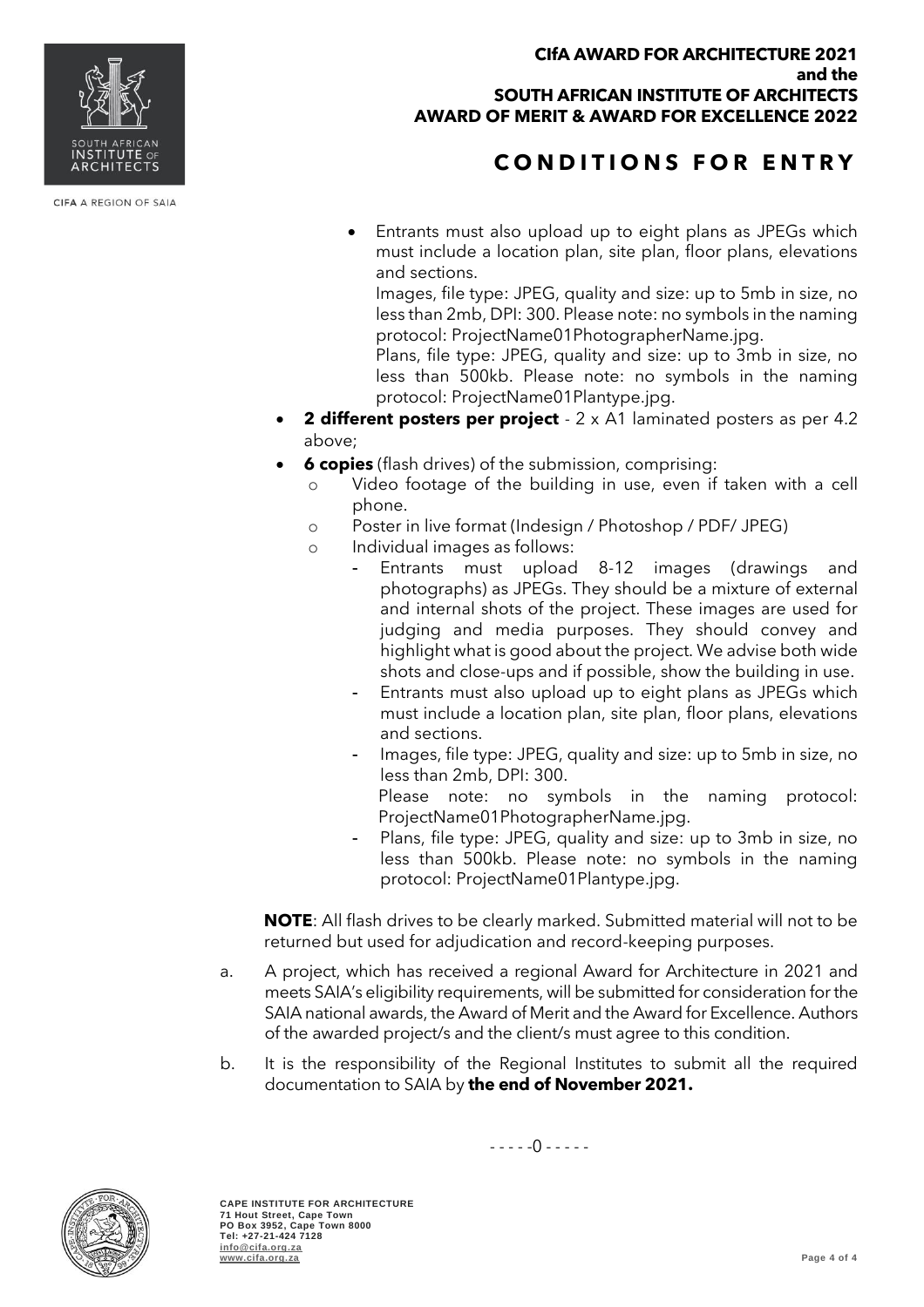**CIfA AWARD FOR ARCHITECTURE 2021**
**and the**
**SOUTH AFRICAN INSTITUTE OF ARCHITECTS**
**AWARD OF MERIT & AWARD FOR EXCELLENCE 2022**

# CONDITIONS FOR ENTRY

- Entrants must also upload up to eight plans as JPEGs which must include a location plan, site plan, floor plans, elevations and sections.
  Images, file type: JPEG, quality and size: up to 5mb in size, no less than 2mb, DPI: 300. Please note: no symbols in the naming protocol: ProjectName01PhotographerName.jpg.
  Plans, file type: JPEG, quality and size: up to 3mb in size, no less than 500kb. Please note: no symbols in the naming protocol: ProjectName01Plantype.jpg.

- **2 different posters per project** - 2 x A1 laminated posters as per 4.2 above;
- **6 copies** (flash drives) of the submission, comprising:
  - Video footage of the building in use, even if taken with a cell phone.
  - Poster in live format (Indesign / Photoshop / PDF/ JPEG)
  - Individual images as follows:
    - Entrants must upload 8-12 images (drawings and photographs) as JPEGs. They should be a mixture of external and internal shots of the project. These images are used for judging and media purposes. They should convey and highlight what is good about the project. We advise both wide shots and close-ups and if possible, show the building in use.
    - Entrants must also upload up to eight plans as JPEGs which must include a location plan, site plan, floor plans, elevations and sections.
    - Images, file type: JPEG, quality and size: up to 5mb in size, no less than 2mb, DPI: 300.
      Please note: no symbols in the naming protocol: ProjectName01PhotographerName.jpg.
    - Plans, file type: JPEG, quality and size: up to 3mb in size, no less than 500kb. Please note: no symbols in the naming protocol: ProjectName01Plantype.jpg.

**NOTE**: All flash drives to be clearly marked. Submitted material will not to be returned but used for adjudication and record-keeping purposes.

a. A project, which has received a regional Award for Architecture in 2021 and meets SAIA's eligibility requirements, will be submitted for consideration for the SAIA national awards, the Award of Merit and the Award for Excellence. Authors of the awarded project/s and the client/s must agree to this condition.

b. It is the responsibility of the Regional Institutes to submit all the required documentation to SAIA by **the end of November 2021.**

- - - - -0 - - - - -